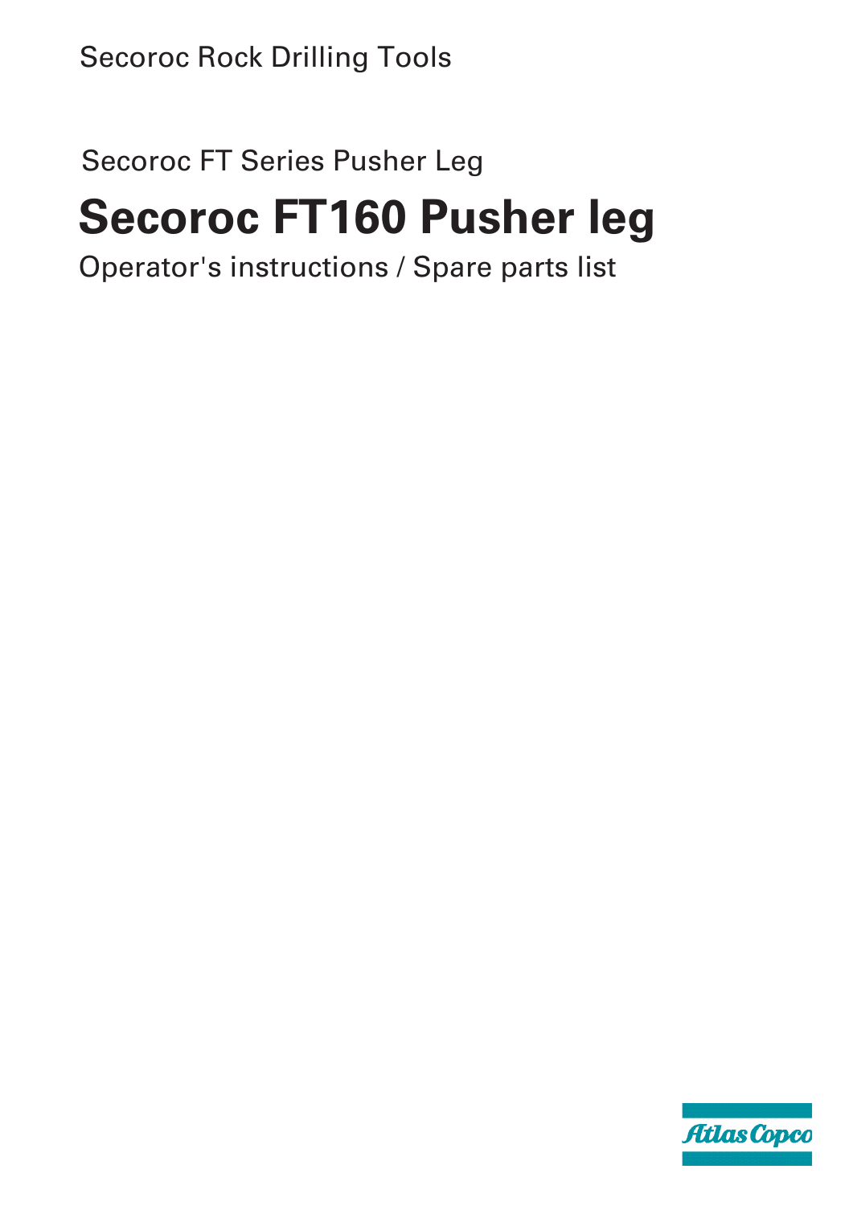Secoroc Rock Drilling Tools

Secoroc FT Series Pusher Leg

# Secoroc FT160 Pusher leg

Operator's instructions / Spare parts list

Atlas Copco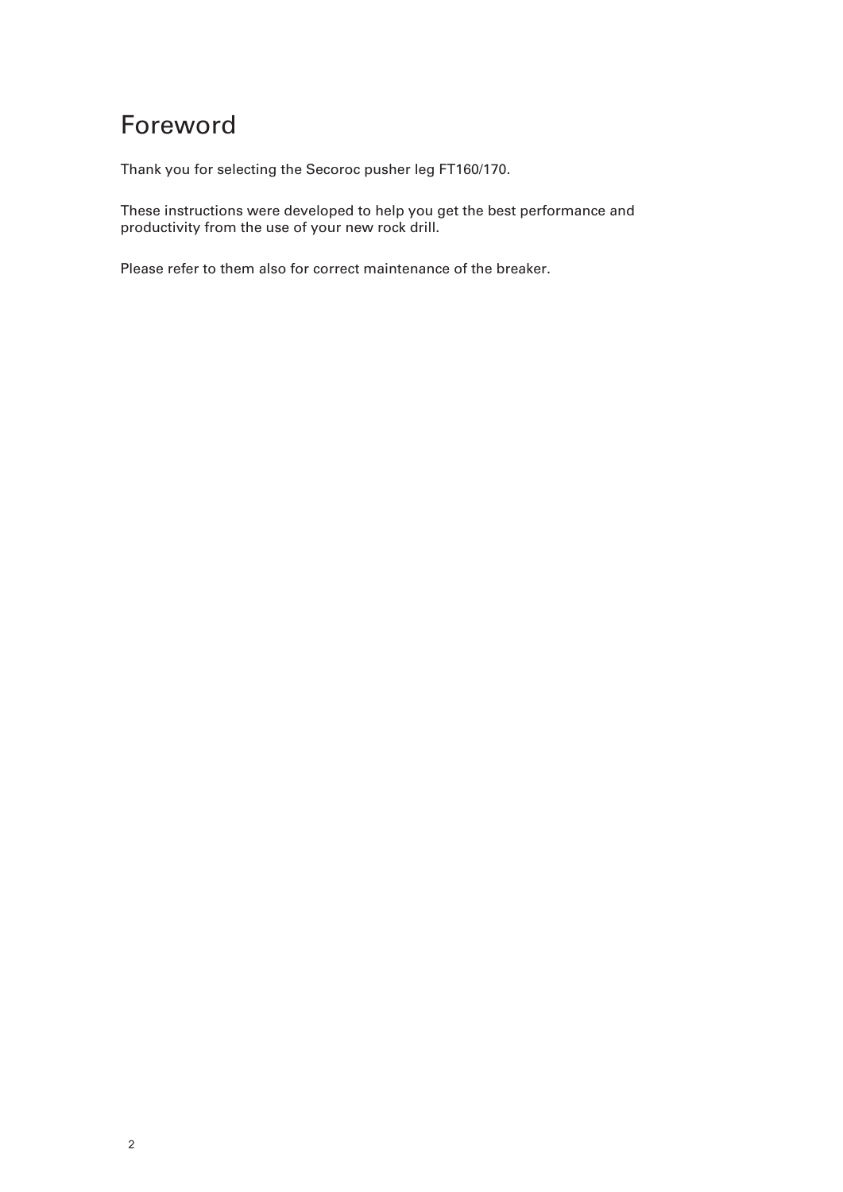# Foreword

Thank you for selecting the Secoroc pusher leg FT160/170.

These instructions were developed to help you get the best performance and productivity from the use of your new rock drill.

Please refer to them also for correct maintenance of the breaker.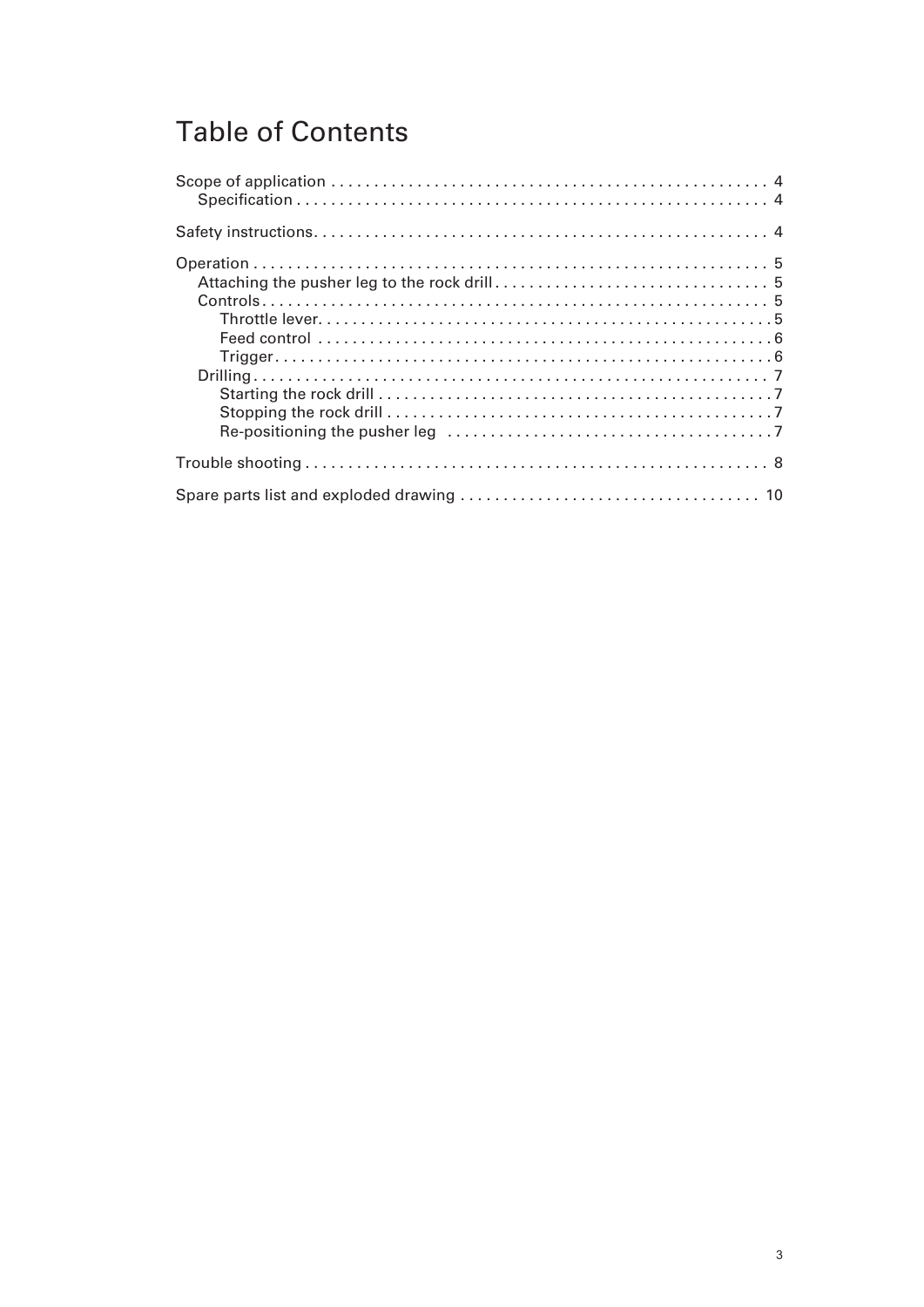# Table of Contents

- Scope of application . . . . . . . . . . . . . . . . . . . . . . . . . . . . . . . . . . . . . . . . . . . . . . . . . 4
  - Specification . . . . . . . . . . . . . . . . . . . . . . . . . . . . . . . . . . . . . . . . . . . . . . . . . . . . . 4
- Safety instructions. . . . . . . . . . . . . . . . . . . . . . . . . . . . . . . . . . . . . . . . . . . . . . . . . . . . 4
- Operation . . . . . . . . . . . . . . . . . . . . . . . . . . . . . . . . . . . . . . . . . . . . . . . . . . . . . . . . . . . 5
  - Attaching the pusher leg to the rock drill . . . . . . . . . . . . . . . . . . . . . . . . . . . . . . . . 5
  - Controls . . . . . . . . . . . . . . . . . . . . . . . . . . . . . . . . . . . . . . . . . . . . . . . . . . . . . . . . . . 5
    - Throttle lever. . . . . . . . . . . . . . . . . . . . . . . . . . . . . . . . . . . . . . . . . . . . . . . . . . . . . 5
    - Feed control . . . . . . . . . . . . . . . . . . . . . . . . . . . . . . . . . . . . . . . . . . . . . . . . . . . . . 6
    - Trigger . . . . . . . . . . . . . . . . . . . . . . . . . . . . . . . . . . . . . . . . . . . . . . . . . . . . . . . . . 6
  - Drilling . . . . . . . . . . . . . . . . . . . . . . . . . . . . . . . . . . . . . . . . . . . . . . . . . . . . . . . . . . . 7
    - Starting the rock drill . . . . . . . . . . . . . . . . . . . . . . . . . . . . . . . . . . . . . . . . . . . . . . 7
    - Stopping the rock drill . . . . . . . . . . . . . . . . . . . . . . . . . . . . . . . . . . . . . . . . . . . . . 7
    - Re-positioning the pusher leg . . . . . . . . . . . . . . . . . . . . . . . . . . . . . . . . . . . . . . . 7
- Trouble shooting . . . . . . . . . . . . . . . . . . . . . . . . . . . . . . . . . . . . . . . . . . . . . . . . . . . . . 8
- Spare parts list and exploded drawing . . . . . . . . . . . . . . . . . . . . . . . . . . . . . . . . . . . 10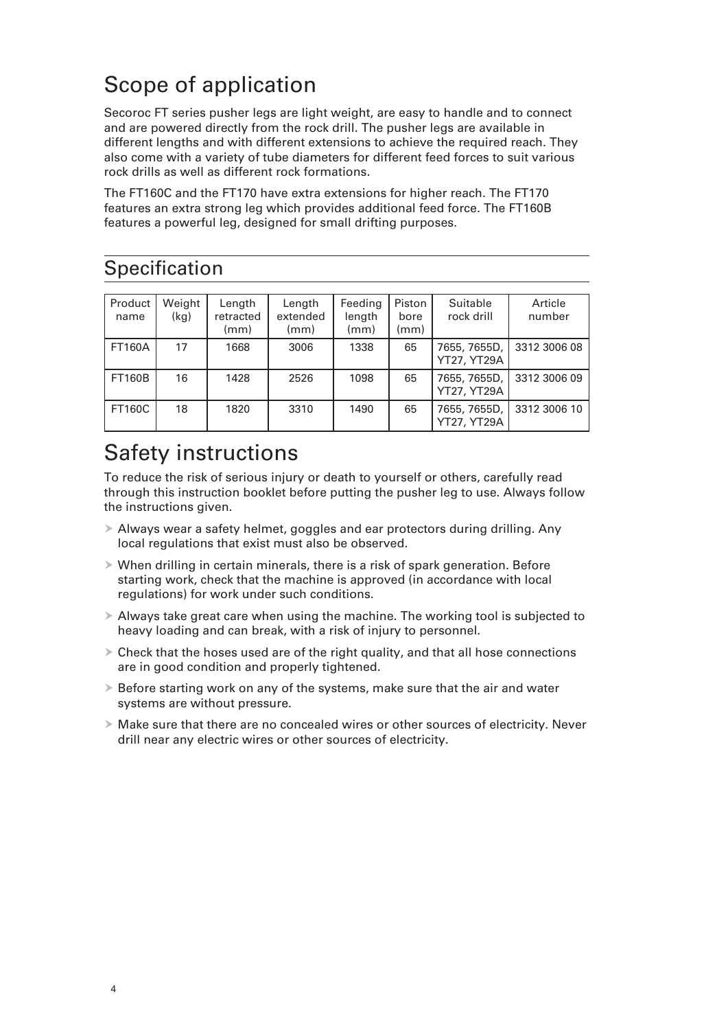# Scope of application

Secoroc FT series pusher legs are light weight, are easy to handle and to connect and are powered directly from the rock drill. The pusher legs are available in different lengths and with different extensions to achieve the required reach. They also come with a variety of tube diameters for different feed forces to suit various rock drills as well as different rock formations.

The FT160C and the FT170 have extra extensions for higher reach. The FT170 features an extra strong leg which provides additional feed force. The FT160B features a powerful leg, designed for small drifting purposes.

# Specification

| Product name | Weight (kg) | Length retracted (mm) | Length extended (mm) | Feeding length (mm) | Piston bore (mm) | Suitable rock drill | Article number |
|---|---|---|---|---|---|---|---|
| FT160A | 17 | 1668 | 3006 | 1338 | 65 | 7655, 7655D, YT27, YT29A | 3312 3006 08 |
| FT160B | 16 | 1428 | 2526 | 1098 | 65 | 7655, 7655D, YT27, YT29A | 3312 3006 09 |
| FT160C | 18 | 1820 | 3310 | 1490 | 65 | 7655, 7655D, YT27, YT29A | 3312 3006 10 |

# Safety instructions

To reduce the risk of serious injury or death to yourself or others, carefully read through this instruction booklet before putting the pusher leg to use. Always follow the instructions given.

- Always wear a safety helmet, goggles and ear protectors during drilling. Any local regulations that exist must also be observed.
- When drilling in certain minerals, there is a risk of spark generation. Before starting work, check that the machine is approved (in accordance with local regulations) for work under such conditions.
- Always take great care when using the machine. The working tool is subjected to heavy loading and can break, with a risk of injury to personnel.
- Check that the hoses used are of the right quality, and that all hose connections are in good condition and properly tightened.
- Before starting work on any of the systems, make sure that the air and water systems are without pressure.
- Make sure that there are no concealed wires or other sources of electricity. Never drill near any electric wires or other sources of electricity.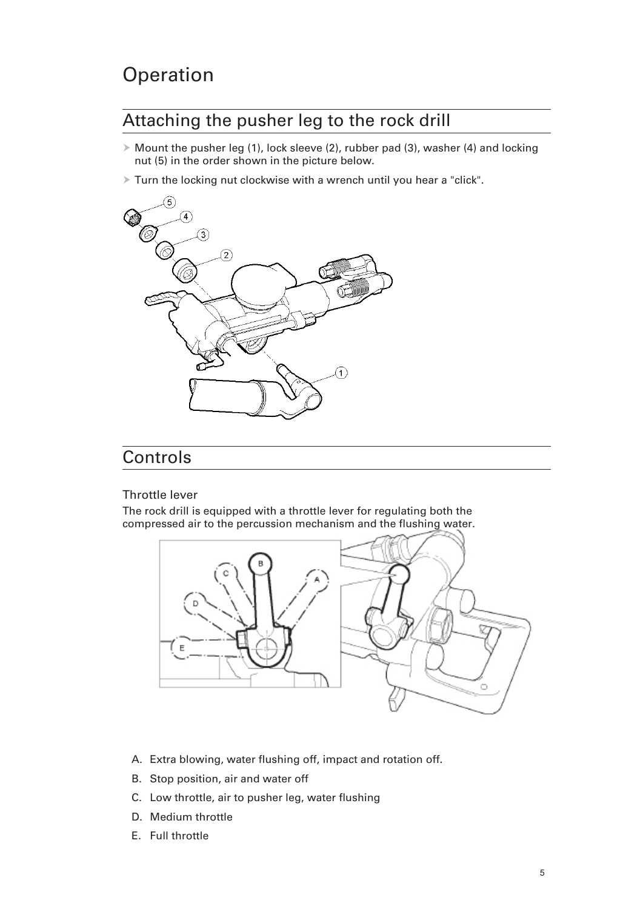# Operation

## Attaching the pusher leg to the rock drill

- Mount the pusher leg (1), lock sleeve (2), rubber pad (3), washer (4) and locking nut (5) in the order shown in the picture below.
- Turn the locking nut clockwise with a wrench until you hear a "click".

## Controls

### Throttle lever

The rock drill is equipped with a throttle lever for regulating both the compressed air to the percussion mechanism and the flushing water.

A. Extra blowing, water flushing off, impact and rotation off.

B. Stop position, air and water off

C. Low throttle, air to pusher leg, water flushing

D. Medium throttle

E. Full throttle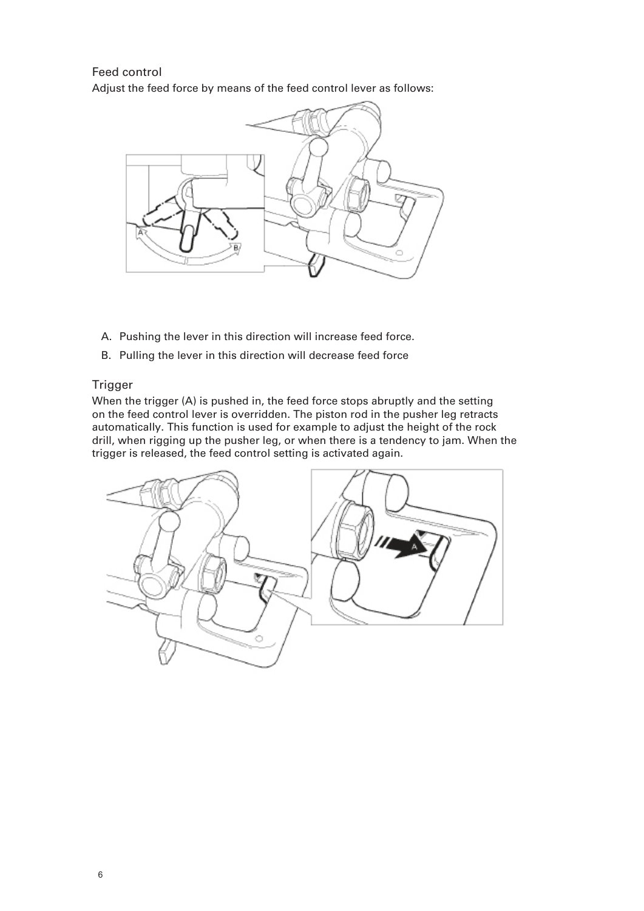### Feed control

Adjust the feed force by means of the feed control lever as follows:

A. Pushing the lever in this direction will increase feed force.
B. Pulling the lever in this direction will decrease feed force

### Trigger

When the trigger (A) is pushed in, the feed force stops abruptly and the setting on the feed control lever is overridden. The piston rod in the pusher leg retracts automatically. This function is used for example to adjust the height of the rock drill, when rigging up the pusher leg, or when there is a tendency to jam. When the trigger is released, the feed control setting is activated again.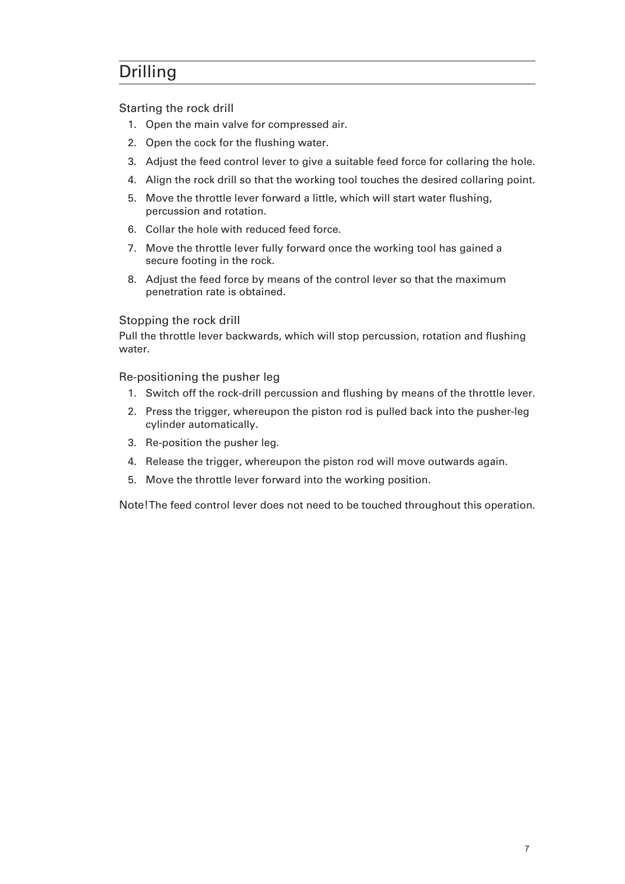# Drilling

### Starting the rock drill

1. Open the main valve for compressed air.
2. Open the cock for the flushing water.
3. Adjust the feed control lever to give a suitable feed force for collaring the hole.
4. Align the rock drill so that the working tool touches the desired collaring point.
5. Move the throttle lever forward a little, which will start water flushing, percussion and rotation.
6. Collar the hole with reduced feed force.
7. Move the throttle lever fully forward once the working tool has gained a secure footing in the rock.
8. Adjust the feed force by means of the control lever so that the maximum penetration rate is obtained.

### Stopping the rock drill

Pull the throttle lever backwards, which will stop percussion, rotation and flushing water.

### Re-positioning the pusher leg

1. Switch off the rock-drill percussion and flushing by means of the throttle lever.
2. Press the trigger, whereupon the piston rod is pulled back into the pusher-leg cylinder automatically.
3. Re-position the pusher leg.
4. Release the trigger, whereupon the piston rod will move outwards again.
5. Move the throttle lever forward into the working position.

Note! The feed control lever does not need to be touched throughout this operation.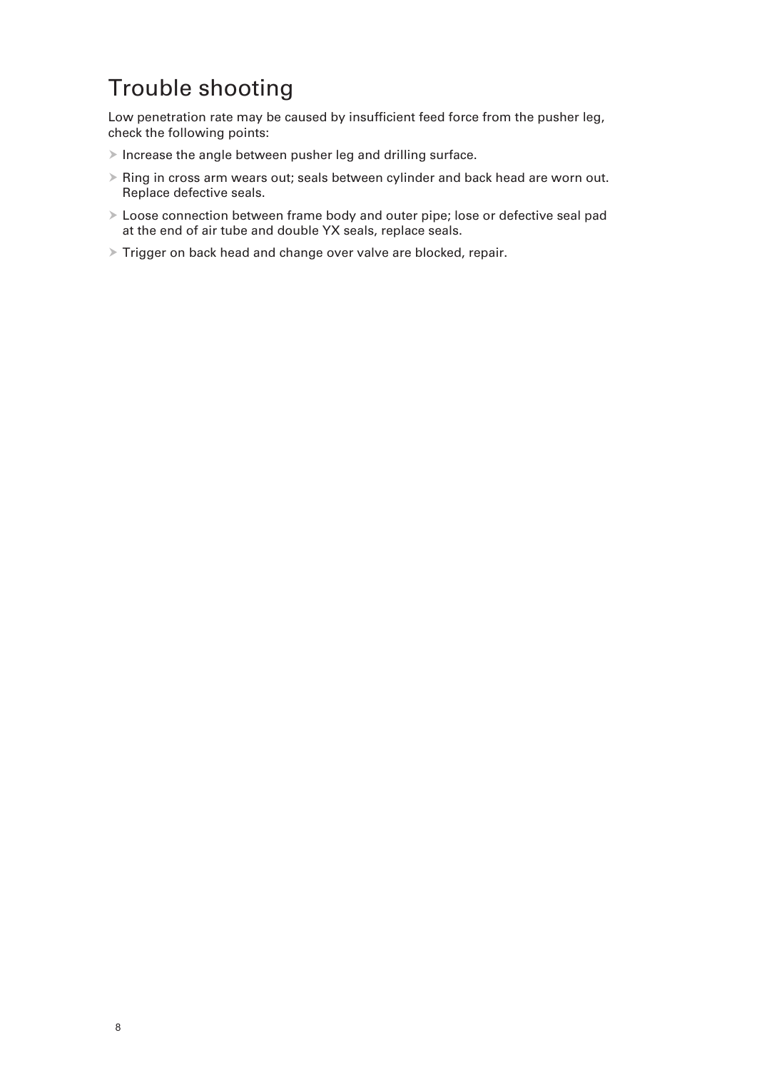# Trouble shooting

Low penetration rate may be caused by insufficient feed force from the pusher leg, check the following points:

- Increase the angle between pusher leg and drilling surface.
- Ring in cross arm wears out; seals between cylinder and back head are worn out. Replace defective seals.
- Loose connection between frame body and outer pipe; lose or defective seal pad at the end of air tube and double YX seals, replace seals.
- Trigger on back head and change over valve are blocked, repair.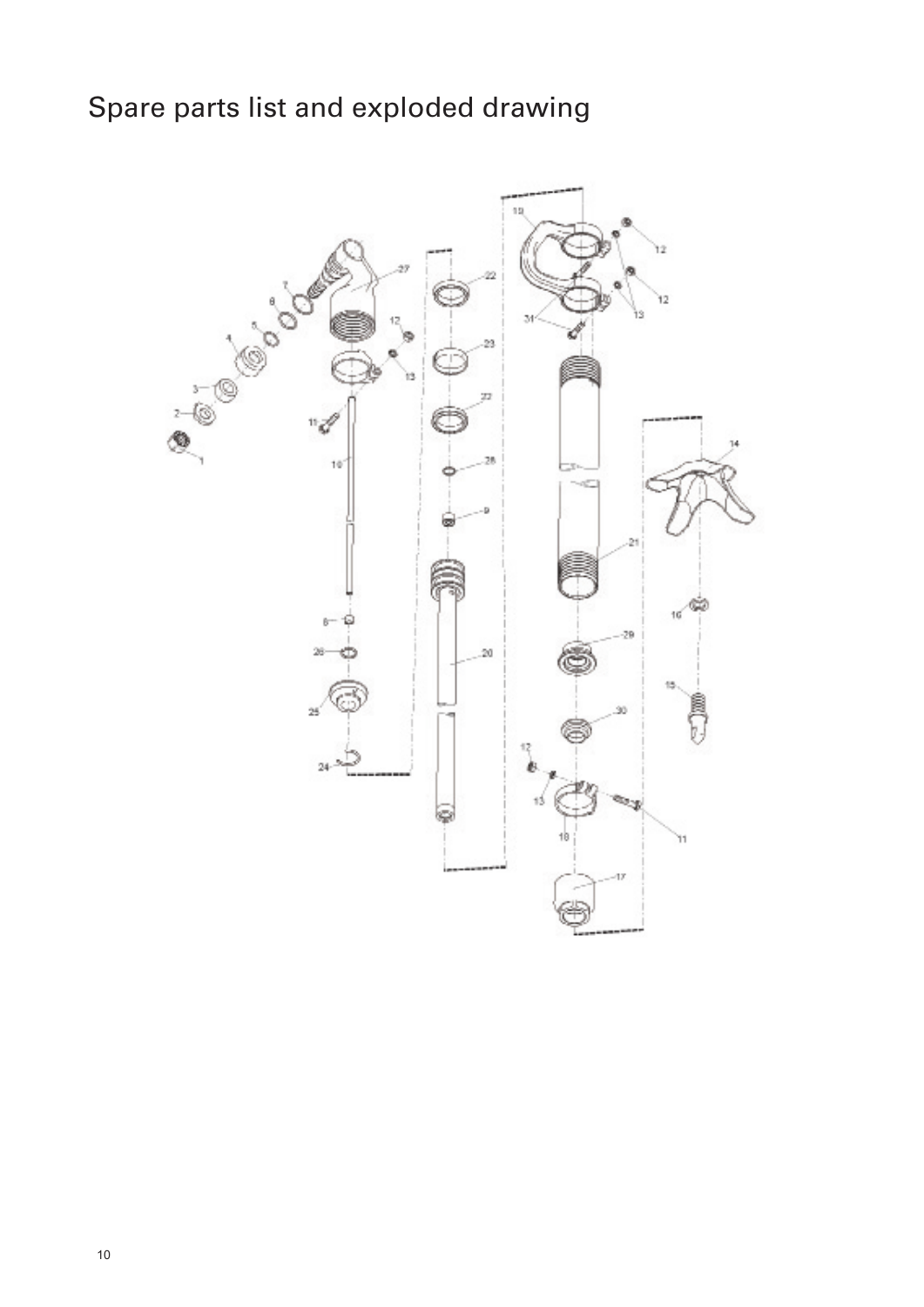# Spare parts list and exploded drawing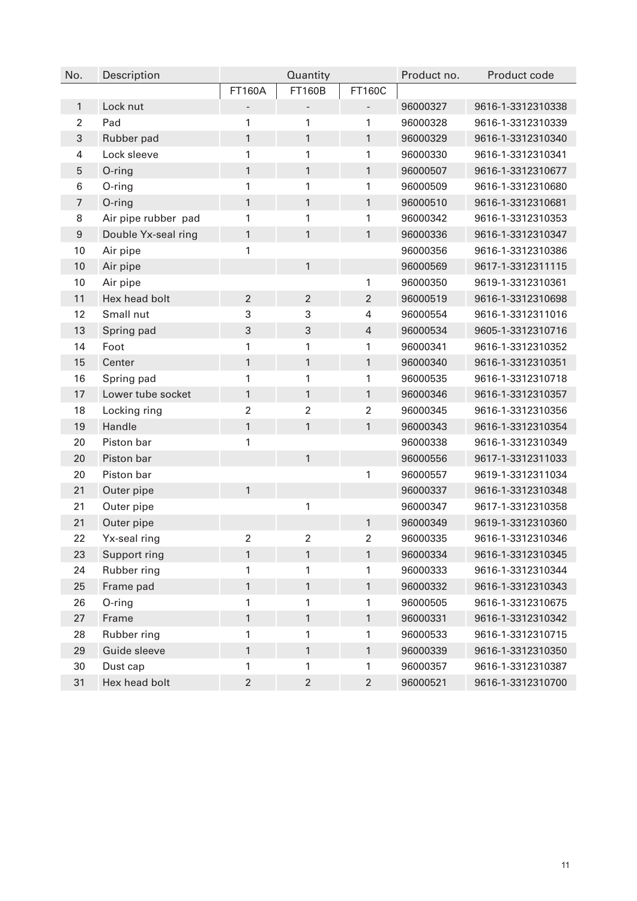| No. | Description | Quantity | | | Product no. | Product code |
|---|---|---|---|---|---|---|
| | | FT160A | FT160B | FT160C | | |
| 1 | Lock nut | - | - | - | 96000327 | 9616-1-3312310338 |
| 2 | Pad | 1 | 1 | 1 | 96000328 | 9616-1-3312310339 |
| 3 | Rubber pad | 1 | 1 | 1 | 96000329 | 9616-1-3312310340 |
| 4 | Lock sleeve | 1 | 1 | 1 | 96000330 | 9616-1-3312310341 |
| 5 | O-ring | 1 | 1 | 1 | 96000507 | 9616-1-3312310677 |
| 6 | O-ring | 1 | 1 | 1 | 96000509 | 9616-1-3312310680 |
| 7 | O-ring | 1 | 1 | 1 | 96000510 | 9616-1-3312310681 |
| 8 | Air pipe rubber pad | 1 | 1 | 1 | 96000342 | 9616-1-3312310353 |
| 9 | Double Yx-seal ring | 1 | 1 | 1 | 96000336 | 9616-1-3312310347 |
| 10 | Air pipe | 1 | | | 96000356 | 9616-1-3312310386 |
| 10 | Air pipe | | 1 | | 96000569 | 9617-1-3312311115 |
| 10 | Air pipe | | | 1 | 96000350 | 9619-1-3312310361 |
| 11 | Hex head bolt | 2 | 2 | 2 | 96000519 | 9616-1-3312310698 |
| 12 | Small nut | 3 | 3 | 4 | 96000554 | 9616-1-3312311016 |
| 13 | Spring pad | 3 | 3 | 4 | 96000534 | 9605-1-3312310716 |
| 14 | Foot | 1 | 1 | 1 | 96000341 | 9616-1-3312310352 |
| 15 | Center | 1 | 1 | 1 | 96000340 | 9616-1-3312310351 |
| 16 | Spring pad | 1 | 1 | 1 | 96000535 | 9616-1-3312310718 |
| 17 | Lower tube socket | 1 | 1 | 1 | 96000346 | 9616-1-3312310357 |
| 18 | Locking ring | 2 | 2 | 2 | 96000345 | 9616-1-3312310356 |
| 19 | Handle | 1 | 1 | 1 | 96000343 | 9616-1-3312310354 |
| 20 | Piston bar | 1 | | | 96000338 | 9616-1-3312310349 |
| 20 | Piston bar | | 1 | | 96000556 | 9617-1-3312311033 |
| 20 | Piston bar | | | 1 | 96000557 | 9619-1-3312311034 |
| 21 | Outer pipe | 1 | | | 96000337 | 9616-1-3312310348 |
| 21 | Outer pipe | | 1 | | 96000347 | 9617-1-3312310358 |
| 21 | Outer pipe | | | 1 | 96000349 | 9619-1-3312310360 |
| 22 | Yx-seal ring | 2 | 2 | 2 | 96000335 | 9616-1-3312310346 |
| 23 | Support ring | 1 | 1 | 1 | 96000334 | 9616-1-3312310345 |
| 24 | Rubber ring | 1 | 1 | 1 | 96000333 | 9616-1-3312310344 |
| 25 | Frame pad | 1 | 1 | 1 | 96000332 | 9616-1-3312310343 |
| 26 | O-ring | 1 | 1 | 1 | 96000505 | 9616-1-3312310675 |
| 27 | Frame | 1 | 1 | 1 | 96000331 | 9616-1-3312310342 |
| 28 | Rubber ring | 1 | 1 | 1 | 96000533 | 9616-1-3312310715 |
| 29 | Guide sleeve | 1 | 1 | 1 | 96000339 | 9616-1-3312310350 |
| 30 | Dust cap | 1 | 1 | 1 | 96000357 | 9616-1-3312310387 |
| 31 | Hex head bolt | 2 | 2 | 2 | 96000521 | 9616-1-3312310700 |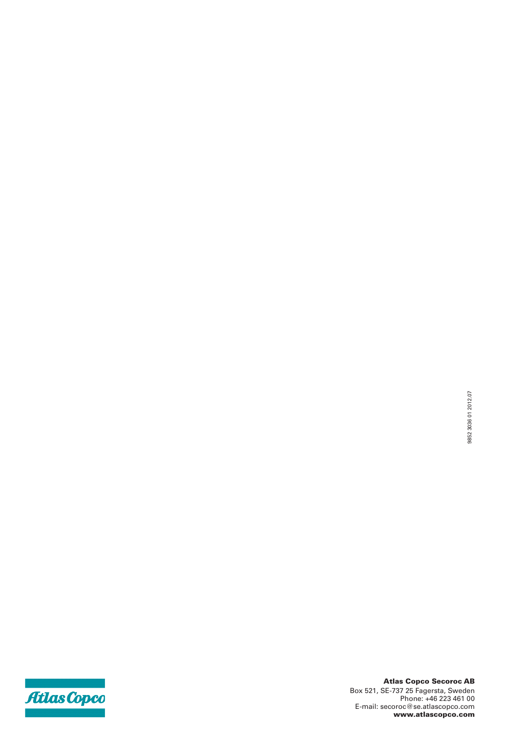9852 3036 01 2012.07

Atlas Copco

**Atlas Copco Secoroc AB**
Box 521, SE-737 25 Fagersta, Sweden
Phone: +46 223 461 00
E-mail: secoroc@se.atlascopco.com
**www.atlascopco.com**